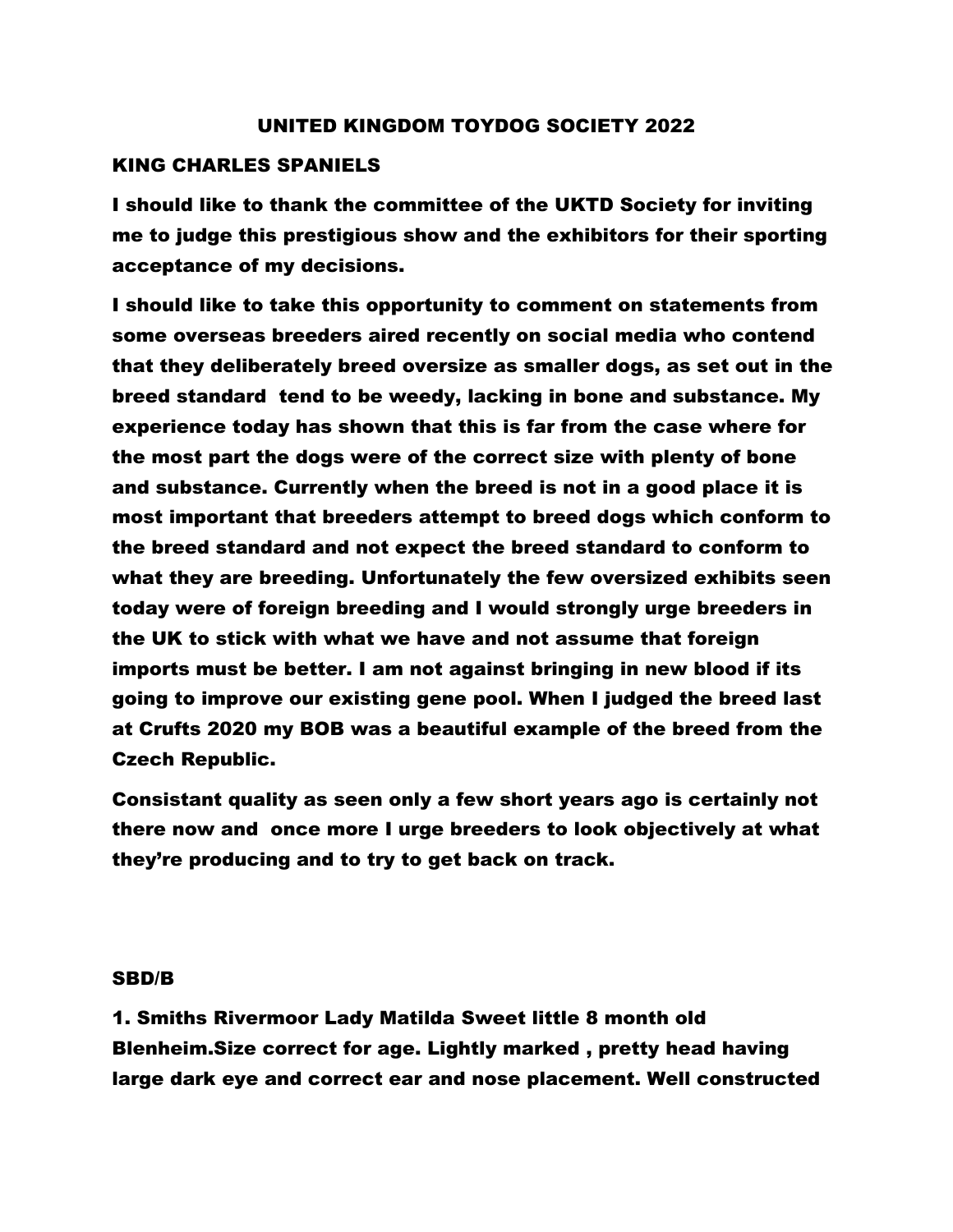# UNITED KINGDOM TOYDOG SOCIETY 2022

## KING CHARLES SPANIELS

I should like to thank the committee of the UKTD Society for inviting me to judge this prestigious show and the exhibitors for their sporting acceptance of my decisions.

I should like to take this opportunity to comment on statements from some overseas breeders aired recently on social media who contend that they deliberately breed oversize as smaller dogs, as set out in the breed standard tend to be weedy, lacking in bone and substance. My experience today has shown that this is far from the case where for the most part the dogs were of the correct size with plenty of bone and substance. Currently when the breed is not in a good place it is most important that breeders attempt to breed dogs which conform to the breed standard and not expect the breed standard to conform to what they are breeding. Unfortunately the few oversized exhibits seen today were of foreign breeding and I would strongly urge breeders in the UK to stick with what we have and not assume that foreign imports must be better. I am not against bringing in new blood if its going to improve our existing gene pool. When I judged the breed last at Crufts 2020 my BOB was a beautiful example of the breed from the Czech Republic.

Consistant quality as seen only a few short years ago is certainly not there now and once more I urge breeders to look objectively at what they're producing and to try to get back on track.

### SBD/B

1. Smiths Rivermoor Lady Matilda Sweet little 8 month old Blenheim.Size correct for age. Lightly marked , pretty head having large dark eye and correct ear and nose placement. Well constructed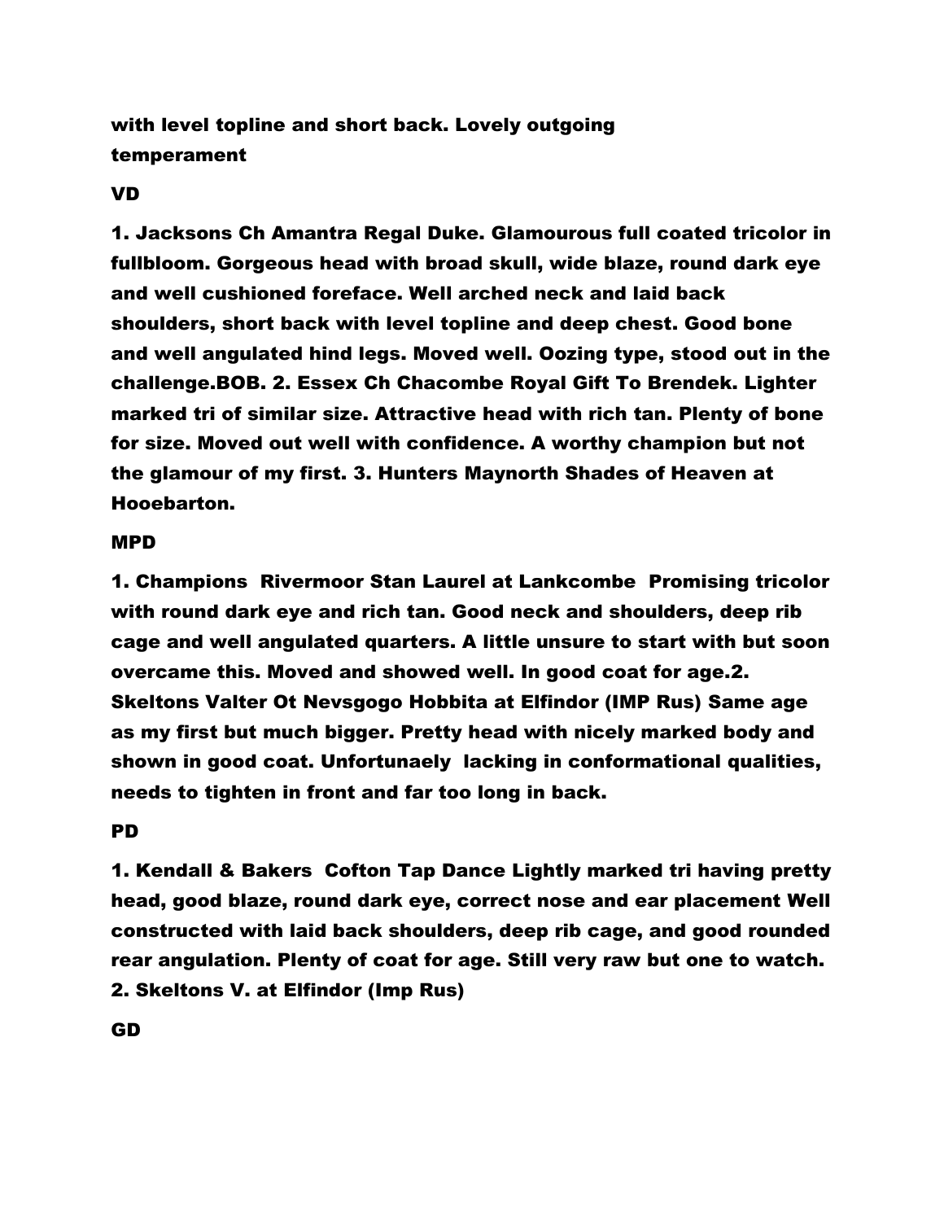**with level topline and short back. Lovely outgoing temperament**

**VD**

**1. Jacksons Ch Amantra Regal Duke. Glamourous full coated tricolor in fullbloom. Gorgeous head with broad skull, wide blaze, round dark eye and well cushioned foreface. Well arched neck and laid back shoulders, short back with level topline and deep chest. Good bone and well angulated hind legs. Moved well. Oozing type, stood out in the challenge.BOB. 2. Essex Ch Chacombe Royal Gift To Brendek. Lighter marked tri of similar size. Attractive head with rich tan. Plenty of bone for size. Moved out well with confidence. A worthy champion but not the glamour of my first. 3. Hunters Maynorth Shades of Heaven at Hooebarton.**

**MPD**

**1. Champions Rivermoor Stan Laurel at Lankcombe Promising tricolor with round dark eye and rich tan. Good neck and shoulders, deep rib cage and well angulated quarters. A little unsure to start with but soon overcame this. Moved and showed well. In good coat for age.2. Skeltons Valter Ot Nevsgogo Hobbita at Elfindor (IMP Rus) Same age as my first but much bigger. Pretty head with nicely marked body and shown in good coat. Unfortunaely lacking in conformational qualities, needs to tighten in front and far too long in back.**

**PD**

**1. Kendall & Bakers Cofton Tap Dance Lightly marked tri having pretty head, good blaze, round dark eye, correct nose and ear placement Well constructed with laid back shoulders, deep rib cage, and good rounded rear angulation. Plenty of coat for age. Still very raw but one to watch. 2. Skeltons V. at Elfindor (Imp Rus)**

**GD**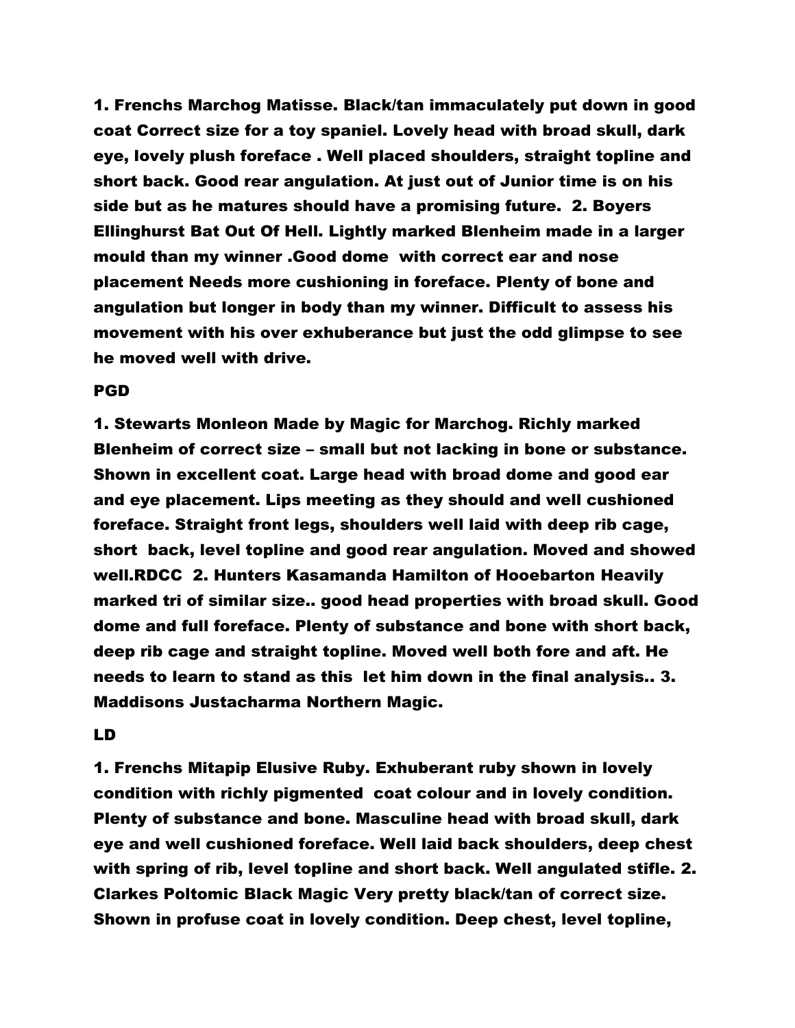**1. Frenchs Marchog Matisse. Black/tan immaculately put down in good coat Correct size for a toy spaniel. Lovely head with broad skull, dark eye, lovely plush foreface . Well placed shoulders, straight topline and short back. Good rear angulation. At just out of Junior time is on his side but as he matures should have a promising future. 2. Boyers Ellinghurst Bat Out Of Hell. Lightly marked Blenheim made in a larger mould than my winner .Good dome with correct ear and nose placement Needs more cushioning in foreface. Plenty of bone and angulation but longer in body than my winner. Difficult to assess his movement with his over exhuberance but just the odd glimpse to see he moved well with drive.**

**PGD**

**1. Stewarts Monleon Made by Magic for Marchog. Richly marked Blenheim of correct size – small but not lacking in bone or substance. Shown in excellent coat. Large head with broad dome and good ear and eye placement. Lips meeting as they should and well cushioned foreface. Straight front legs, shoulders well laid with deep rib cage, short back, level topline and good rear angulation. Moved and showed well.RDCC 2. Hunters Kasamanda Hamilton of Hooebarton Heavily marked tri of similar size.. good head properties with broad skull. Good dome and full foreface. Plenty of substance and bone with short back, deep rib cage and straight topline. Moved well both fore and aft. He needs to learn to stand as this let him down in the final analysis.. 3. Maddisons Justacharma Northern Magic.**

**LD**

**1. Frenchs Mitapip Elusive Ruby. Exhuberant ruby shown in lovely condition with richly pigmented coat colour and in lovely condition. Plenty of substance and bone. Masculine head with broad skull, dark eye and well cushioned foreface. Well laid back shoulders, deep chest with spring of rib, level topline and short back. Well angulated stifle. 2. Clarkes Poltomic Black Magic Very pretty black/tan of correct size. Shown in profuse coat in lovely condition. Deep chest, level topline,**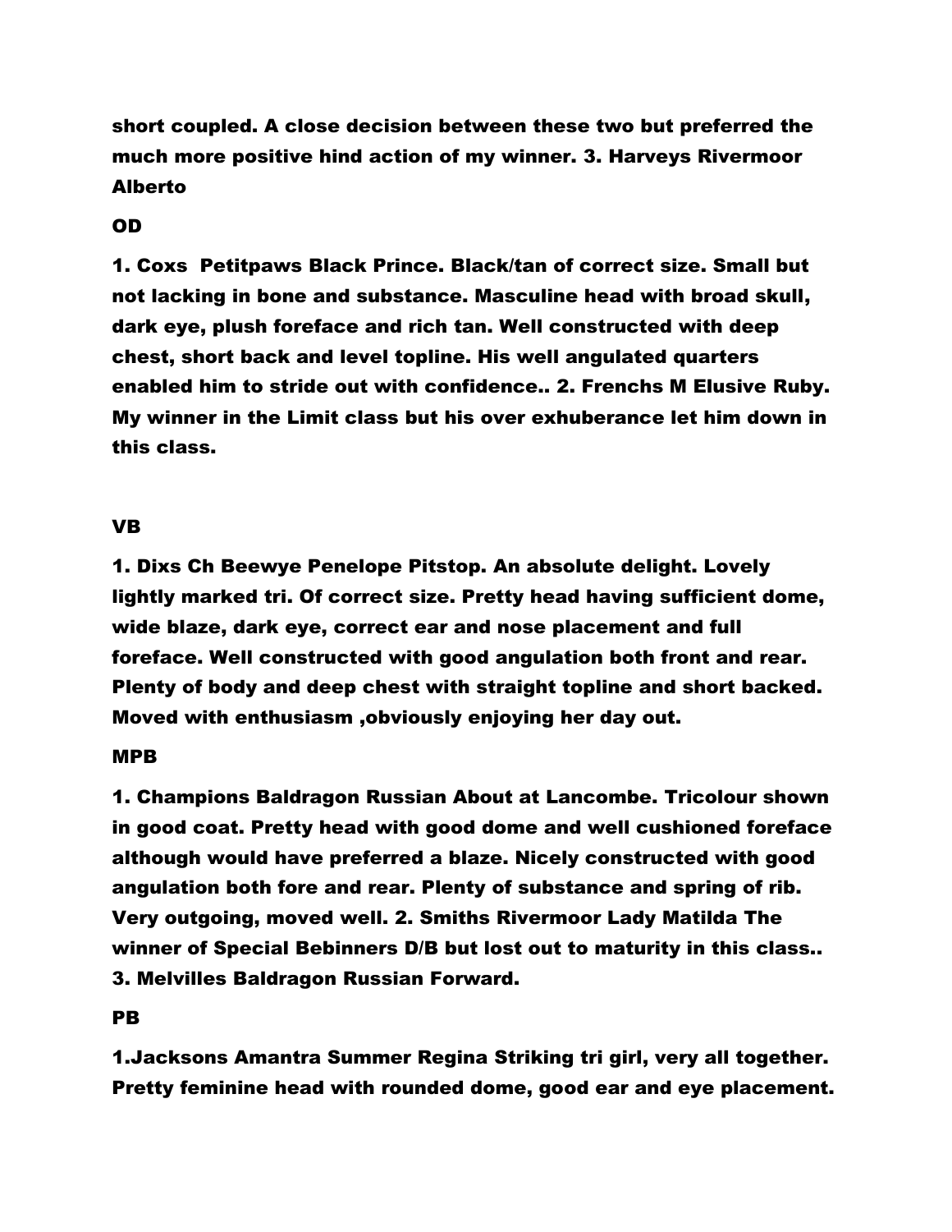**short coupled. A close decision between these two but preferred the much more positive hind action of my winner. 3. Harveys Rivermoor Alberto**

**OD**

**1. Coxs  Petitpaws Black Prince. Black/tan of correct size. Small but not lacking in bone and substance. Masculine head with broad skull, dark eye, plush foreface and rich tan. Well constructed with deep chest, short back and level topline. His well angulated quarters enabled him to stride out with confidence.. 2. Frenchs M Elusive Ruby. My winner in the Limit class but his over exhuberance let him down in this class.**

**VB**

**1. Dixs Ch Beewye Penelope Pitstop. An absolute delight. Lovely lightly marked tri. Of correct size. Pretty head having sufficient dome, wide blaze, dark eye, correct ear and nose placement and full foreface. Well constructed with good angulation both front and rear. Plenty of body and deep chest with straight topline and short backed. Moved with enthusiasm ,obviously enjoying her day out.**

**MPB**

**1. Champions Baldragon Russian About at Lancombe. Tricolour shown in good coat. Pretty head with good dome and well cushioned foreface although would have preferred a blaze. Nicely constructed with good angulation both fore and rear. Plenty of substance and spring of rib. Very outgoing, moved well. 2. Smiths Rivermoor Lady Matilda The winner of Special Bebinners D/B but lost out to maturity in this class.. 3. Melvilles Baldragon Russian Forward.**

**PB**

**1.Jacksons Amantra Summer Regina Striking tri girl, very all together. Pretty feminine head with rounded dome, good ear and eye placement.**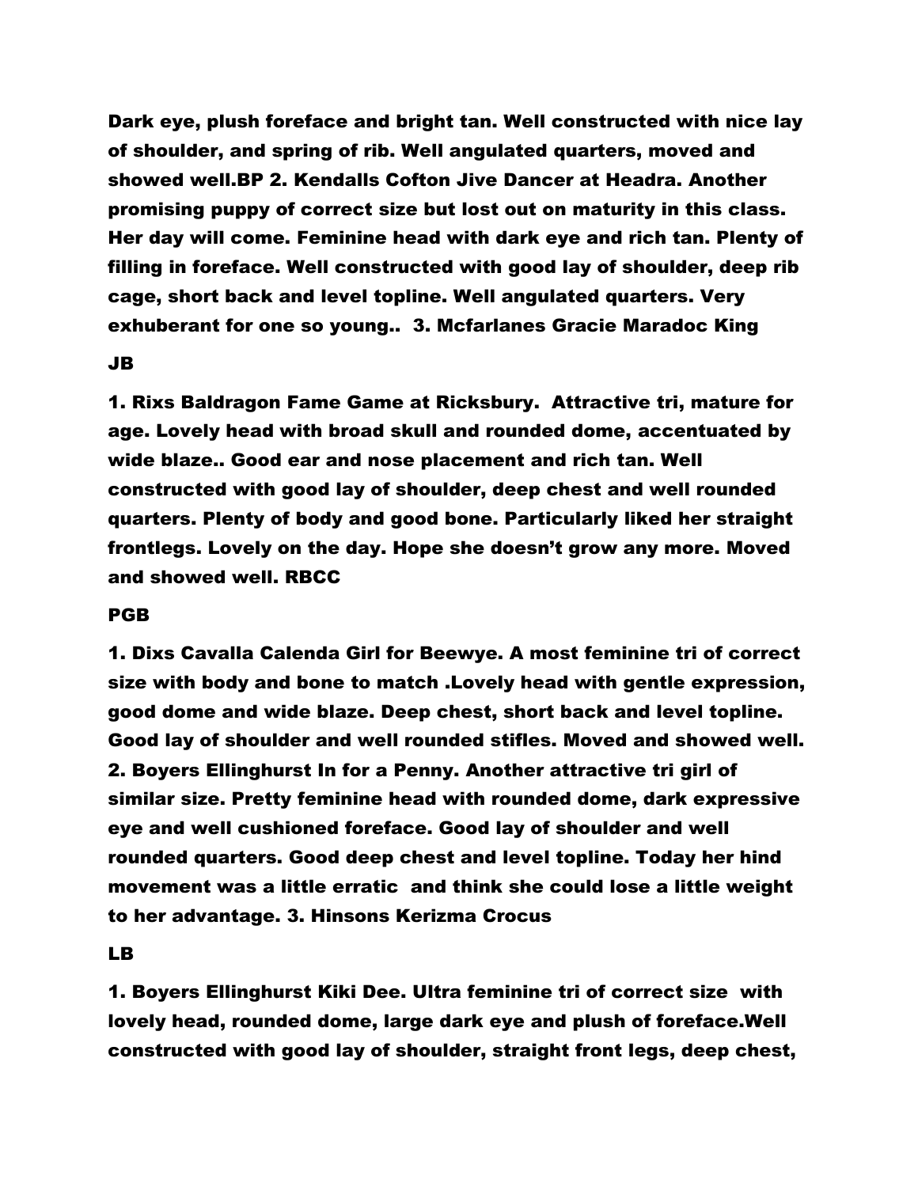**Dark eye, plush foreface and bright tan. Well constructed with nice lay of shoulder, and spring of rib. Well angulated quarters, moved and showed well.BP 2. Kendalls Cofton Jive Dancer at Headra. Another promising puppy of correct size but lost out on maturity in this class. Her day will come. Feminine head with dark eye and rich tan. Plenty of filling in foreface. Well constructed with good lay of shoulder, deep rib cage, short back and level topline. Well angulated quarters. Very exhuberant for one so young..  3. Mcfarlanes Gracie Maradoc King**

**JB**

**1. Rixs Baldragon Fame Game at Ricksbury.  Attractive tri, mature for age. Lovely head with broad skull and rounded dome, accentuated by wide blaze.. Good ear and nose placement and rich tan. Well constructed with good lay of shoulder, deep chest and well rounded quarters. Plenty of body and good bone. Particularly liked her straight frontlegs. Lovely on the day. Hope she doesn't grow any more. Moved and showed well. RBCC**

**PGB**

**1. Dixs Cavalla Calenda Girl for Beewye. A most feminine tri of correct size with body and bone to match .Lovely head with gentle expression, good dome and wide blaze. Deep chest, short back and level topline. Good lay of shoulder and well rounded stifles. Moved and showed well. 2. Boyers Ellinghurst In for a Penny. Another attractive tri girl of similar size. Pretty feminine head with rounded dome, dark expressive eye and well cushioned foreface. Good lay of shoulder and well rounded quarters. Good deep chest and level topline. Today her hind movement was a little erratic  and think she could lose a little weight to her advantage. 3. Hinsons Kerizma Crocus**

**LB**

**1. Boyers Ellinghurst Kiki Dee. Ultra feminine tri of correct size  with lovely head, rounded dome, large dark eye and plush of foreface.Well constructed with good lay of shoulder, straight front legs, deep chest,**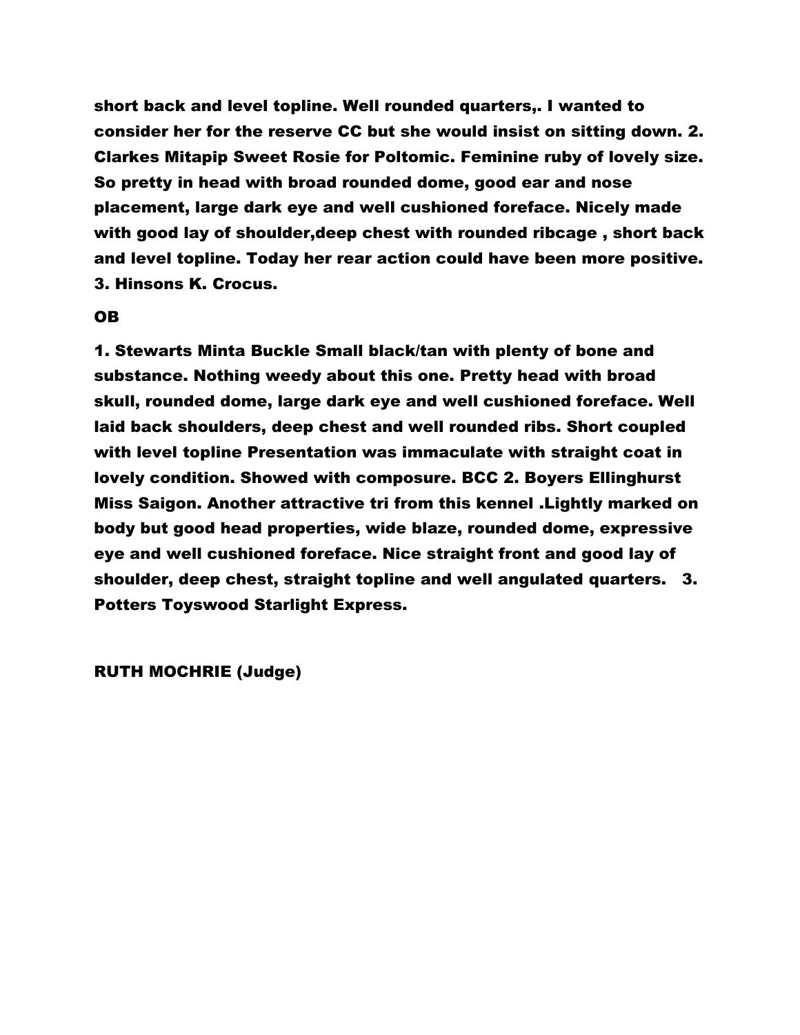**short back and level topline. Well rounded quarters,. I wanted to consider her for the reserve CC but she would insist on sitting down. 2. Clarkes Mitapip Sweet Rosie for Poltomic. Feminine ruby of lovely size. So pretty in head with broad rounded dome, good ear and nose placement, large dark eye and well cushioned foreface. Nicely made with good lay of shoulder,deep chest with rounded ribcage , short back and level topline. Today her rear action could have been more positive. 3. Hinsons K. Crocus.**

**OB**

**1. Stewarts Minta Buckle Small black/tan with plenty of bone and substance. Nothing weedy about this one. Pretty head with broad skull, rounded dome, large dark eye and well cushioned foreface. Well laid back shoulders, deep chest and well rounded ribs. Short coupled with level topline Presentation was immaculate with straight coat in lovely condition. Showed with composure. BCC 2. Boyers Ellinghurst Miss Saigon. Another attractive tri from this kennel .Lightly marked on body but good head properties, wide blaze, rounded dome, expressive eye and well cushioned foreface. Nice straight front and good lay of shoulder, deep chest, straight topline and well angulated quarters. 3. Potters Toyswood Starlight Express.**

**RUTH MOCHRIE (Judge)**